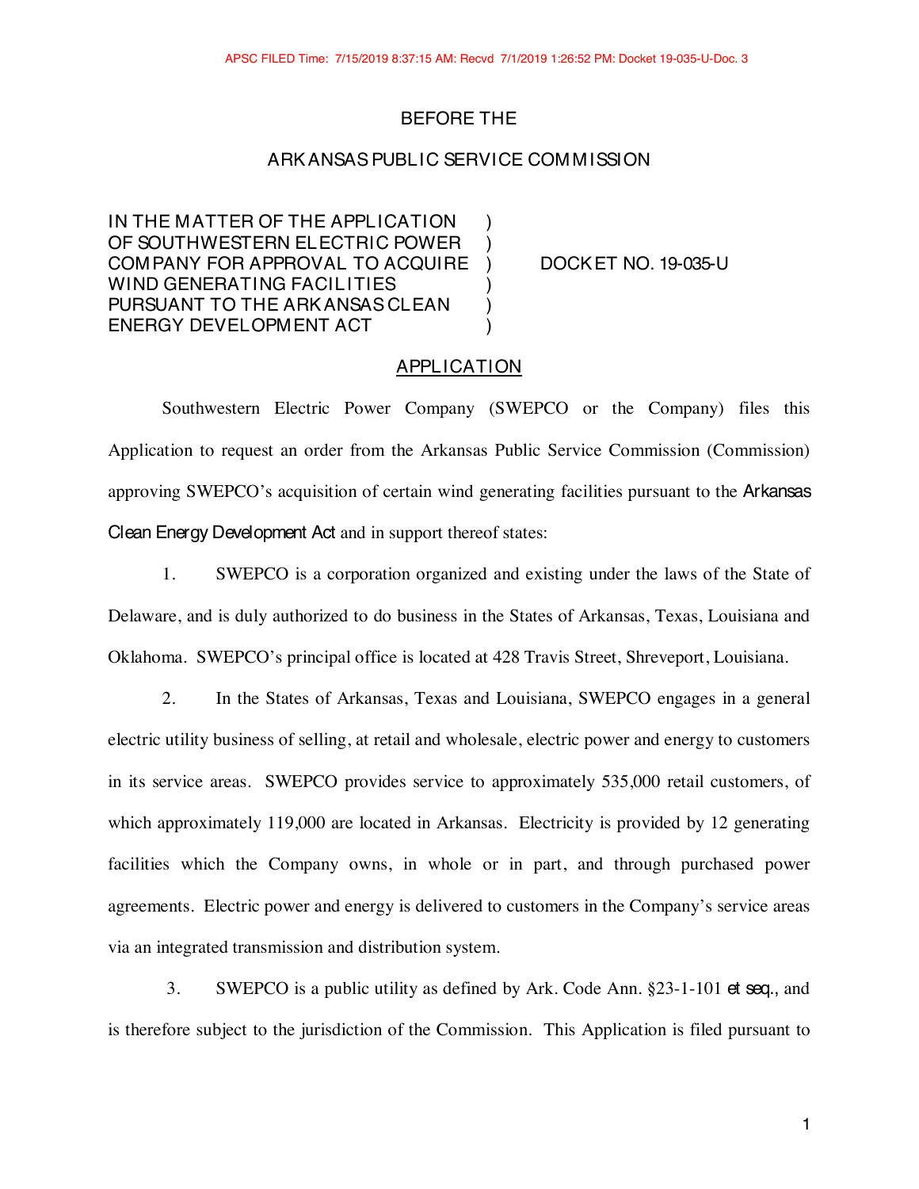APSC FILED Time: 7/15/2019 8:37:15 AM: Recvd 7/1/2019 1:26:52 PM: Docket 19-035-U-Doc. 3

BEFORE THE

ARKANSAS PUBLIC SERVICE COMMISSION

IN THE MATTER OF THE APPLICATION )
OF SOUTHWESTERN ELECTRIC POWER )
COMPANY FOR APPROVAL TO ACQUIRE ) DOCKET NO. 19-035-U
WIND GENERATING FACILITIES )
PURSUANT TO THE ARKANSAS CLEAN )
ENERGY DEVELOPMENT ACT )

## APPLICATION

Southwestern Electric Power Company (SWEPCO or the Company) files this Application to request an order from the Arkansas Public Service Commission (Commission) approving SWEPCO's acquisition of certain wind generating facilities pursuant to the Arkansas Clean Energy Development Act and in support thereof states:

1. SWEPCO is a corporation organized and existing under the laws of the State of Delaware, and is duly authorized to do business in the States of Arkansas, Texas, Louisiana and Oklahoma. SWEPCO's principal office is located at 428 Travis Street, Shreveport, Louisiana.

2. In the States of Arkansas, Texas and Louisiana, SWEPCO engages in a general electric utility business of selling, at retail and wholesale, electric power and energy to customers in its service areas. SWEPCO provides service to approximately 535,000 retail customers, of which approximately 119,000 are located in Arkansas. Electricity is provided by 12 generating facilities which the Company owns, in whole or in part, and through purchased power agreements. Electric power and energy is delivered to customers in the Company's service areas via an integrated transmission and distribution system.

3. SWEPCO is a public utility as defined by Ark. Code Ann. §23-1-101 *et seq.*, and is therefore subject to the jurisdiction of the Commission. This Application is filed pursuant to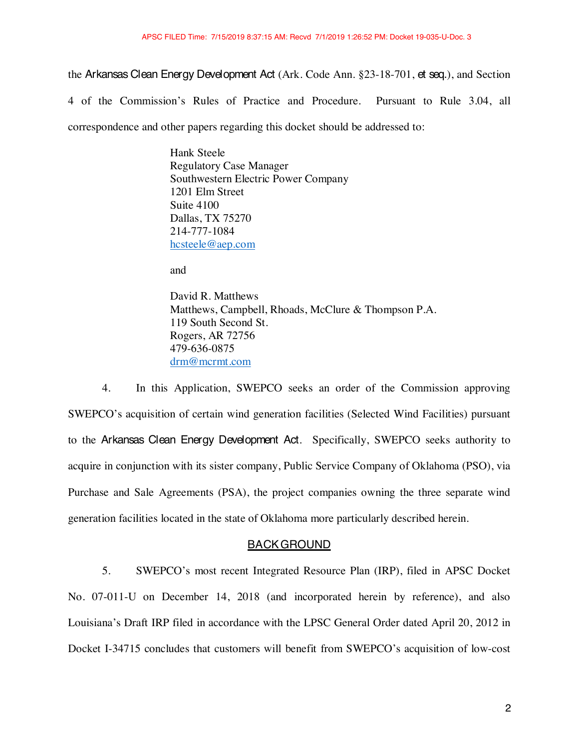the Arkansas Clean Energy Development Act (Ark. Code Ann. §23-18-701, *et seq.*), and Section 4 of the Commission's Rules of Practice and Procedure. Pursuant to Rule 3.04, all correspondence and other papers regarding this docket should be addressed to:

Hank Steele
Regulatory Case Manager
Southwestern Electric Power Company
1201 Elm Street
Suite 4100
Dallas, TX 75270
214-777-1084
hcsteele@aep.com

and

David R. Matthews
Matthews, Campbell, Rhoads, McClure & Thompson P.A.
119 South Second St.
Rogers, AR 72756
479-636-0875
drm@mcrmt.com

4. In this Application, SWEPCO seeks an order of the Commission approving SWEPCO's acquisition of certain wind generation facilities (Selected Wind Facilities) pursuant to the Arkansas Clean Energy Development Act. Specifically, SWEPCO seeks authority to acquire in conjunction with its sister company, Public Service Company of Oklahoma (PSO), via Purchase and Sale Agreements (PSA), the project companies owning the three separate wind generation facilities located in the state of Oklahoma more particularly described herein.

## BACKGROUND

5. SWEPCO's most recent Integrated Resource Plan (IRP), filed in APSC Docket No. 07-011-U on December 14, 2018 (and incorporated herein by reference), and also Louisiana's Draft IRP filed in accordance with the LPSC General Order dated April 20, 2012 in Docket I-34715 concludes that customers will benefit from SWEPCO's acquisition of low-cost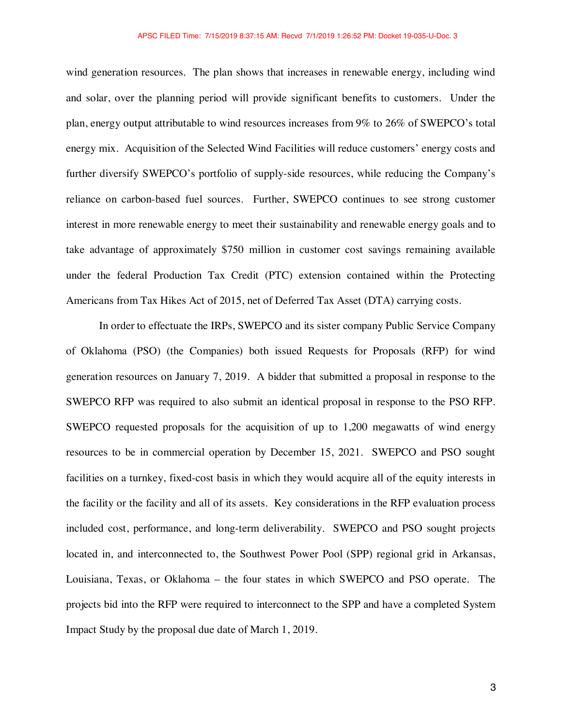wind generation resources. The plan shows that increases in renewable energy, including wind and solar, over the planning period will provide significant benefits to customers. Under the plan, energy output attributable to wind resources increases from 9% to 26% of SWEPCO's total energy mix. Acquisition of the Selected Wind Facilities will reduce customers' energy costs and further diversify SWEPCO's portfolio of supply-side resources, while reducing the Company's reliance on carbon-based fuel sources. Further, SWEPCO continues to see strong customer interest in more renewable energy to meet their sustainability and renewable energy goals and to take advantage of approximately $750 million in customer cost savings remaining available under the federal Production Tax Credit (PTC) extension contained within the Protecting Americans from Tax Hikes Act of 2015, net of Deferred Tax Asset (DTA) carrying costs.

In order to effectuate the IRPs, SWEPCO and its sister company Public Service Company of Oklahoma (PSO) (the Companies) both issued Requests for Proposals (RFP) for wind generation resources on January 7, 2019. A bidder that submitted a proposal in response to the SWEPCO RFP was required to also submit an identical proposal in response to the PSO RFP. SWEPCO requested proposals for the acquisition of up to 1,200 megawatts of wind energy resources to be in commercial operation by December 15, 2021. SWEPCO and PSO sought facilities on a turnkey, fixed-cost basis in which they would acquire all of the equity interests in the facility or the facility and all of its assets. Key considerations in the RFP evaluation process included cost, performance, and long-term deliverability. SWEPCO and PSO sought projects located in, and interconnected to, the Southwest Power Pool (SPP) regional grid in Arkansas, Louisiana, Texas, or Oklahoma – the four states in which SWEPCO and PSO operate. The projects bid into the RFP were required to interconnect to the SPP and have a completed System Impact Study by the proposal due date of March 1, 2019.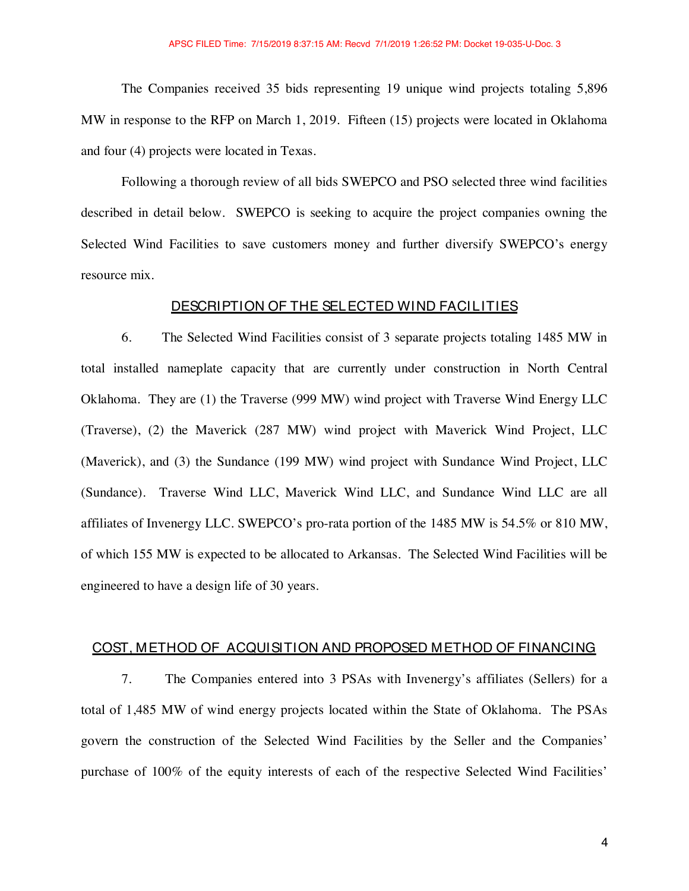The Companies received 35 bids representing 19 unique wind projects totaling 5,896 MW in response to the RFP on March 1, 2019. Fifteen (15) projects were located in Oklahoma and four (4) projects were located in Texas.

Following a thorough review of all bids SWEPCO and PSO selected three wind facilities described in detail below. SWEPCO is seeking to acquire the project companies owning the Selected Wind Facilities to save customers money and further diversify SWEPCO's energy resource mix.

## DESCRIPTION OF THE SELECTED WIND FACILITIES

6. The Selected Wind Facilities consist of 3 separate projects totaling 1485 MW in total installed nameplate capacity that are currently under construction in North Central Oklahoma. They are (1) the Traverse (999 MW) wind project with Traverse Wind Energy LLC (Traverse), (2) the Maverick (287 MW) wind project with Maverick Wind Project, LLC (Maverick), and (3) the Sundance (199 MW) wind project with Sundance Wind Project, LLC (Sundance). Traverse Wind LLC, Maverick Wind LLC, and Sundance Wind LLC are all affiliates of Invenergy LLC. SWEPCO's pro-rata portion of the 1485 MW is 54.5% or 810 MW, of which 155 MW is expected to be allocated to Arkansas. The Selected Wind Facilities will be engineered to have a design life of 30 years.

## COST, METHOD OF ACQUISITION AND PROPOSED METHOD OF FINANCING

7. The Companies entered into 3 PSAs with Invenergy's affiliates (Sellers) for a total of 1,485 MW of wind energy projects located within the State of Oklahoma. The PSAs govern the construction of the Selected Wind Facilities by the Seller and the Companies' purchase of 100% of the equity interests of each of the respective Selected Wind Facilities'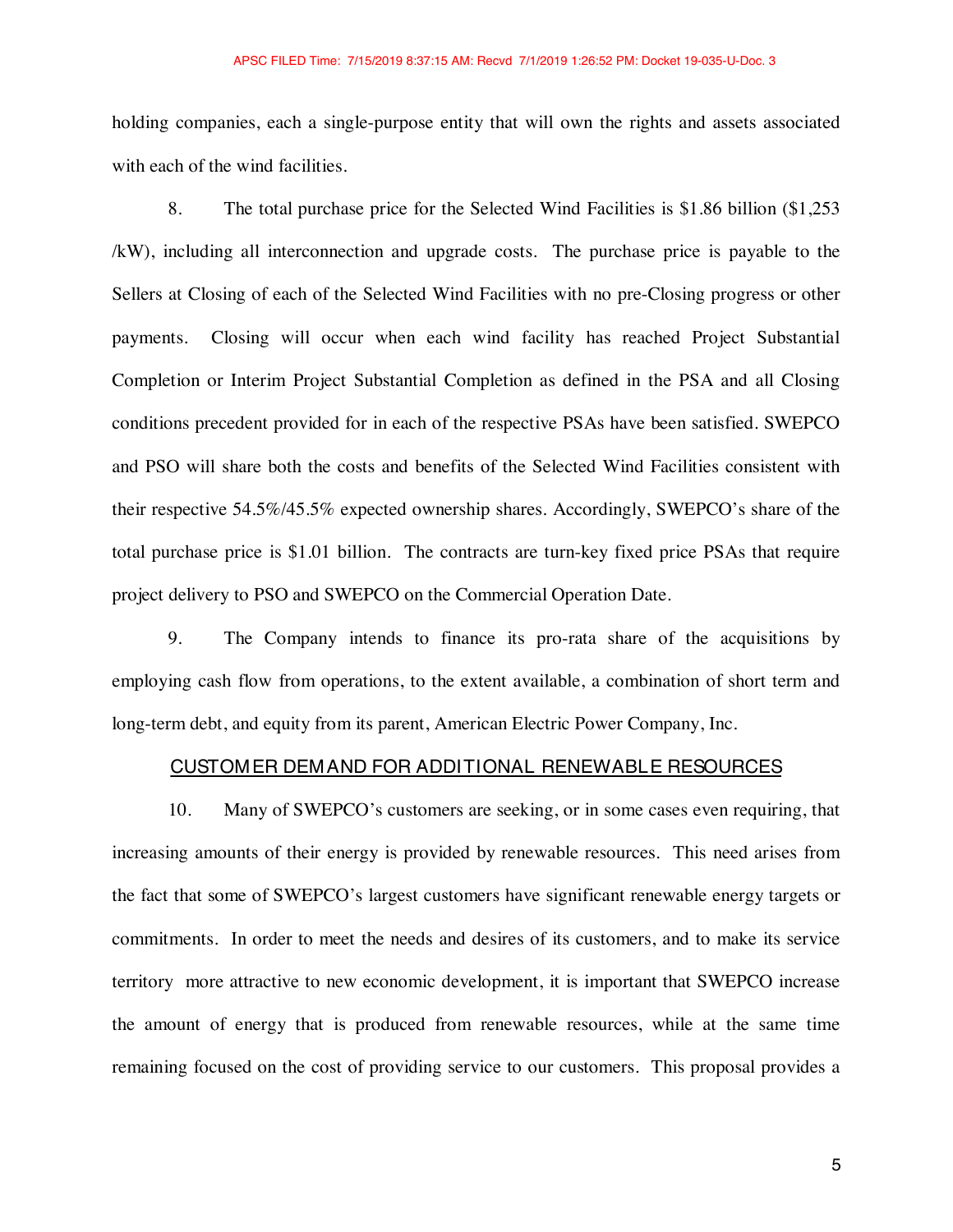holding companies, each a single-purpose entity that will own the rights and assets associated with each of the wind facilities.

8. The total purchase price for the Selected Wind Facilities is $1.86 billion ($1,253 /kW), including all interconnection and upgrade costs. The purchase price is payable to the Sellers at Closing of each of the Selected Wind Facilities with no pre-Closing progress or other payments. Closing will occur when each wind facility has reached Project Substantial Completion or Interim Project Substantial Completion as defined in the PSA and all Closing conditions precedent provided for in each of the respective PSAs have been satisfied. SWEPCO and PSO will share both the costs and benefits of the Selected Wind Facilities consistent with their respective 54.5%/45.5% expected ownership shares. Accordingly, SWEPCO's share of the total purchase price is $1.01 billion. The contracts are turn-key fixed price PSAs that require project delivery to PSO and SWEPCO on the Commercial Operation Date.

9. The Company intends to finance its pro-rata share of the acquisitions by employing cash flow from operations, to the extent available, a combination of short term and long-term debt, and equity from its parent, American Electric Power Company, Inc.

## CUSTOMER DEMAND FOR ADDITIONAL RENEWABLE RESOURCES

10. Many of SWEPCO's customers are seeking, or in some cases even requiring, that increasing amounts of their energy is provided by renewable resources. This need arises from the fact that some of SWEPCO's largest customers have significant renewable energy targets or commitments. In order to meet the needs and desires of its customers, and to make its service territory more attractive to new economic development, it is important that SWEPCO increase the amount of energy that is produced from renewable resources, while at the same time remaining focused on the cost of providing service to our customers. This proposal provides a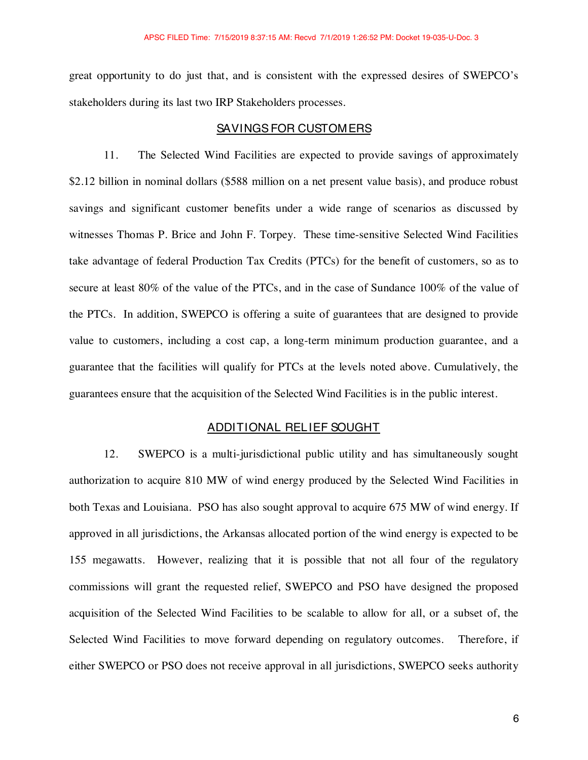great opportunity to do just that, and is consistent with the expressed desires of SWEPCO's stakeholders during its last two IRP Stakeholders processes.

## SAVINGS FOR CUSTOMERS

11. The Selected Wind Facilities are expected to provide savings of approximately $2.12 billion in nominal dollars ($588 million on a net present value basis), and produce robust savings and significant customer benefits under a wide range of scenarios as discussed by witnesses Thomas P. Brice and John F. Torpey. These time-sensitive Selected Wind Facilities take advantage of federal Production Tax Credits (PTCs) for the benefit of customers, so as to secure at least 80% of the value of the PTCs, and in the case of Sundance 100% of the value of the PTCs. In addition, SWEPCO is offering a suite of guarantees that are designed to provide value to customers, including a cost cap, a long-term minimum production guarantee, and a guarantee that the facilities will qualify for PTCs at the levels noted above. Cumulatively, the guarantees ensure that the acquisition of the Selected Wind Facilities is in the public interest.

## ADDITIONAL RELIEF SOUGHT

12. SWEPCO is a multi-jurisdictional public utility and has simultaneously sought authorization to acquire 810 MW of wind energy produced by the Selected Wind Facilities in both Texas and Louisiana. PSO has also sought approval to acquire 675 MW of wind energy. If approved in all jurisdictions, the Arkansas allocated portion of the wind energy is expected to be 155 megawatts. However, realizing that it is possible that not all four of the regulatory commissions will grant the requested relief, SWEPCO and PSO have designed the proposed acquisition of the Selected Wind Facilities to be scalable to allow for all, or a subset of, the Selected Wind Facilities to move forward depending on regulatory outcomes. Therefore, if either SWEPCO or PSO does not receive approval in all jurisdictions, SWEPCO seeks authority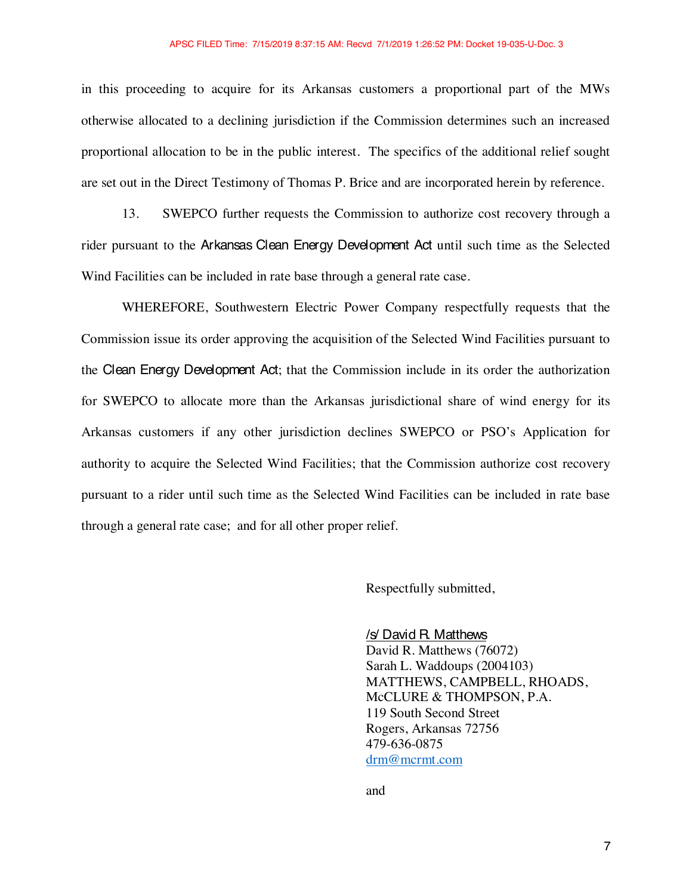in this proceeding to acquire for its Arkansas customers a proportional part of the MWs otherwise allocated to a declining jurisdiction if the Commission determines such an increased proportional allocation to be in the public interest. The specifics of the additional relief sought are set out in the Direct Testimony of Thomas P. Brice and are incorporated herein by reference.

13. SWEPCO further requests the Commission to authorize cost recovery through a rider pursuant to the Arkansas Clean Energy Development Act until such time as the Selected Wind Facilities can be included in rate base through a general rate case.

WHEREFORE, Southwestern Electric Power Company respectfully requests that the Commission issue its order approving the acquisition of the Selected Wind Facilities pursuant to the Clean Energy Development Act; that the Commission include in its order the authorization for SWEPCO to allocate more than the Arkansas jurisdictional share of wind energy for its Arkansas customers if any other jurisdiction declines SWEPCO or PSO's Application for authority to acquire the Selected Wind Facilities; that the Commission authorize cost recovery pursuant to a rider until such time as the Selected Wind Facilities can be included in rate base through a general rate case; and for all other proper relief.

Respectfully submitted,

/s/ David R. Matthews
David R. Matthews (76072)
Sarah L. Waddoups (2004103)
MATTHEWS, CAMPBELL, RHOADS, McCLURE & THOMPSON, P.A.
119 South Second Street
Rogers, Arkansas 72756
479-636-0875
drm@mcrmt.com

and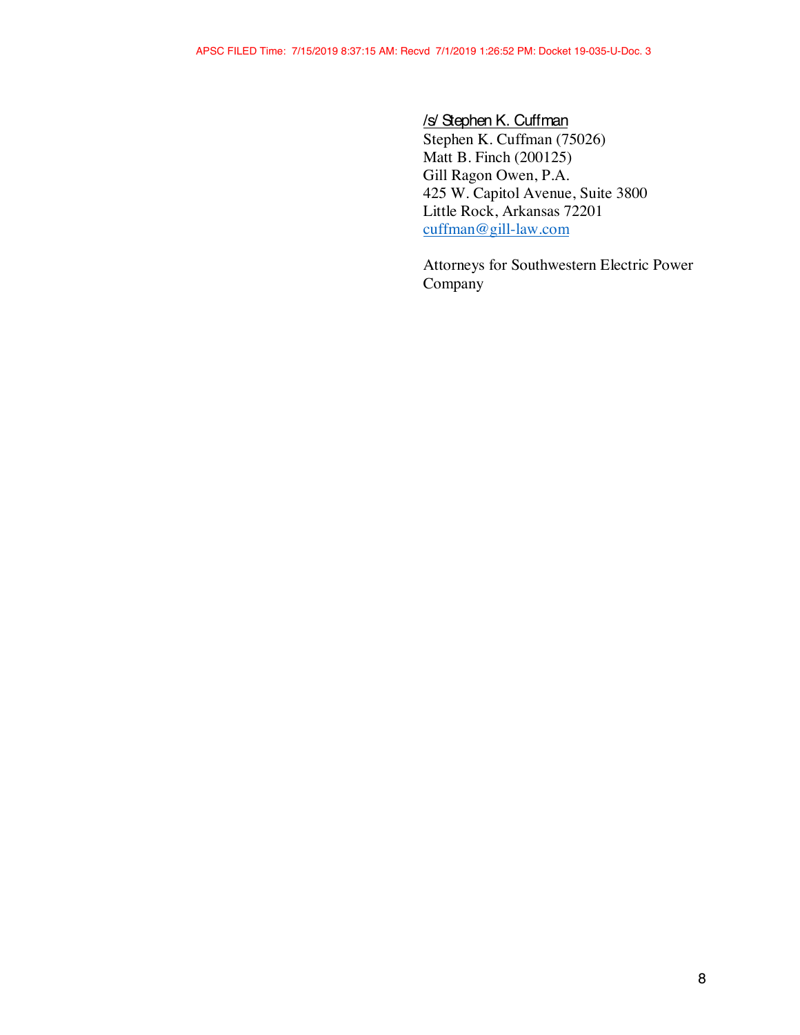/s/ Stephen K. Cuffman
Stephen K. Cuffman (75026)
Matt B. Finch (200125)
Gill Ragon Owen, P.A.
425 W. Capitol Avenue, Suite 3800
Little Rock, Arkansas 72201
cuffman@gill-law.com

Attorneys for Southwestern Electric Power Company